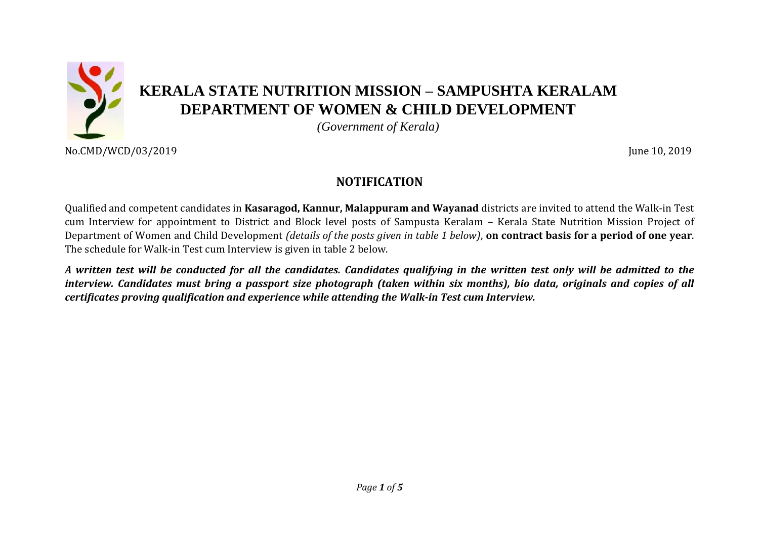# KERALA STATE NUTRITION MISSION – SAMPUSHTA KERALAM
# DEPARTMENT OF WOMEN & CHILD DEVELOPMENT

*(Government of Kerala)*

No.CMD/WCD/03/2019 June 10, 2019

## NOTIFICATION

Qualified and competent candidates in **Kasaragod, Kannur, Malappuram and Wayanad** districts are invited to attend the Walk-in Test cum Interview for appointment to District and Block level posts of Sampusta Keralam – Kerala State Nutrition Mission Project of Department of Women and Child Development *(details of the posts given in table 1 below)*, **on contract basis for a period of one year**. The schedule for Walk-in Test cum Interview is given in table 2 below.

***A written test will be conducted for all the candidates. Candidates qualifying in the written test only will be admitted to the interview. Candidates must bring a passport size photograph (taken within six months), bio data, originals and copies of all certificates proving qualification and experience while attending the Walk-in Test cum Interview.***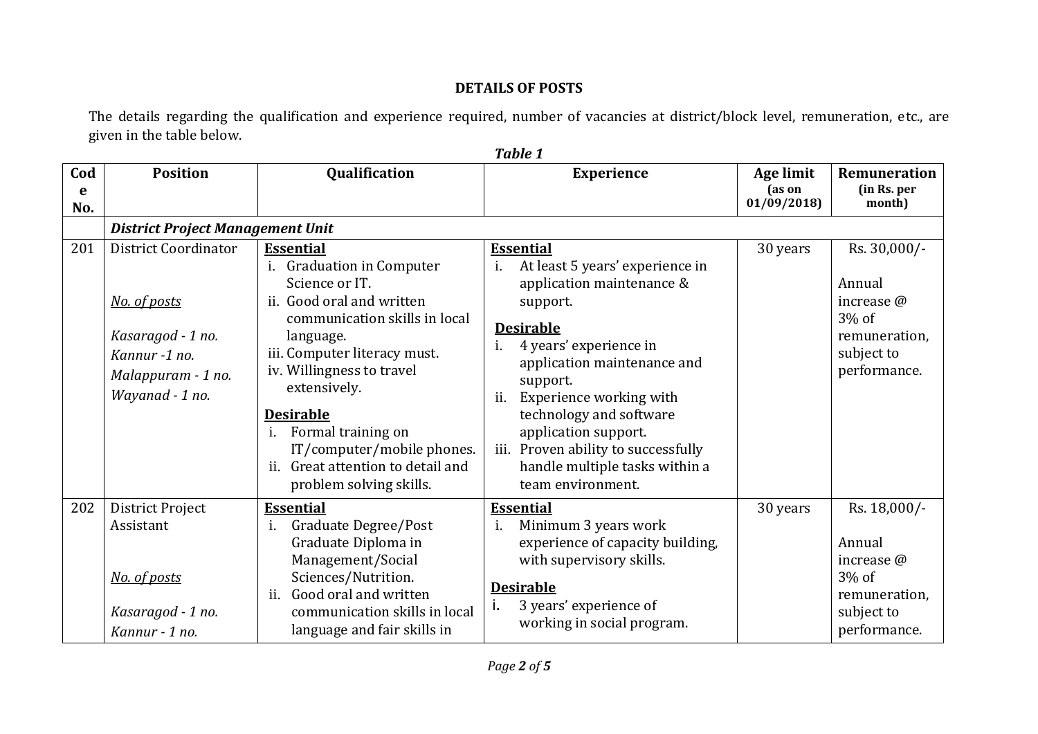**DETAILS OF POSTS**

The details regarding the qualification and experience required, number of vacancies at district/block level, remuneration, etc., are given in the table below.

***Table 1***

| Code No. | Position | Qualification | Experience | Age limit (as on 01/09/2018) | Remuneration (in Rs. per month) |
|---|---|---|---|---|---|
| | ***District Project Management Unit*** | | | | |
| 201 | District Coordinator<br><br>*No. of posts*<br><br>*Kasaragod - 1 no.*<br>*Kannur -1 no.*<br>*Malappuram - 1 no.*<br>*Wayanad - 1 no.* | **Essential**<br>i. Graduation in Computer Science or IT.<br>ii. Good oral and written communication skills in local language.<br>iii. Computer literacy must.<br>iv. Willingness to travel extensively.<br><br>**Desirable**<br>i. Formal training on IT/computer/mobile phones.<br>ii. Great attention to detail and problem solving skills. | **Essential**<br>i. At least 5 years' experience in application maintenance & support.<br><br>**Desirable**<br>i. 4 years' experience in application maintenance and support.<br>ii. Experience working with technology and software application support.<br>iii. Proven ability to successfully handle multiple tasks within a team environment. | 30 years | Rs. 30,000/-<br><br>Annual increase @ 3% of remuneration, subject to performance. |
| 202 | District Project Assistant<br><br>*No. of posts*<br><br>*Kasaragod - 1 no.*<br>*Kannur - 1 no.* | **Essential**<br>i. Graduate Degree/Post Graduate Diploma in Management/Social Sciences/Nutrition.<br>ii. Good oral and written communication skills in local language and fair skills in | **Essential**<br>i. Minimum 3 years work experience of capacity building, with supervisory skills.<br><br>**Desirable**<br>i. 3 years' experience of working in social program. | 30 years | Rs. 18,000/-<br><br>Annual increase @ 3% of remuneration, subject to performance. |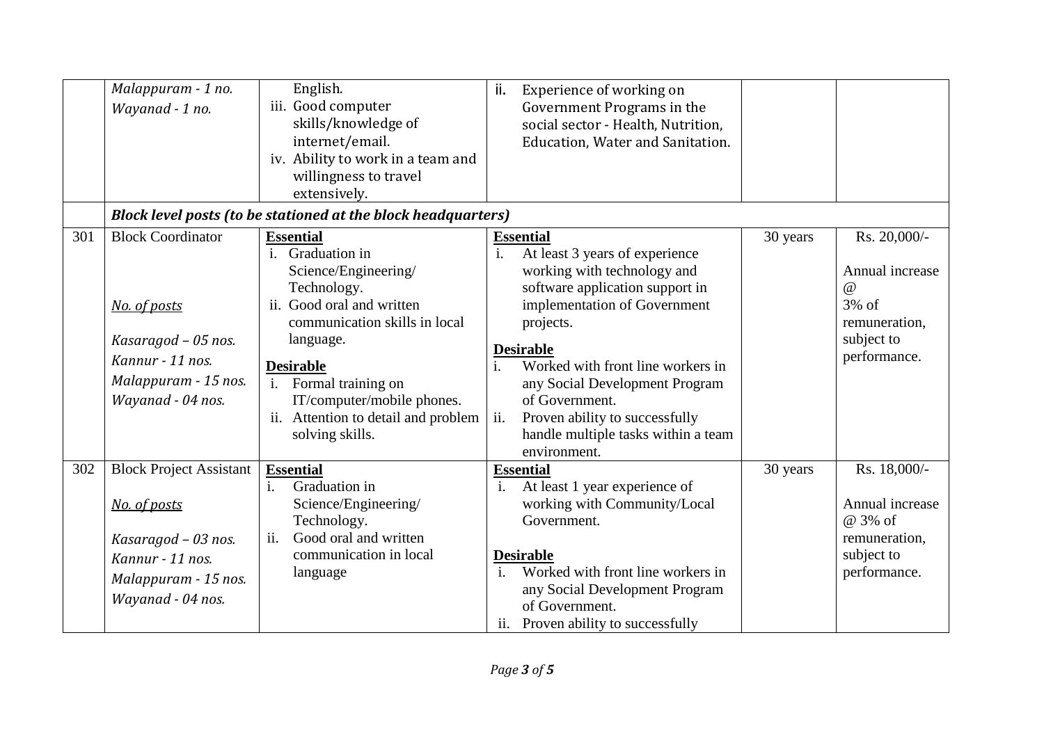| | | | | | |
|---|---|---|---|---|---|
| | *Malappuram - 1 no.*<br>*Wayanad - 1 no.* | English.<br>iii. Good computer skills/knowledge of internet/email.<br>iv. Ability to work in a team and willingness to travel extensively. | ii. Experience of working on Government Programs in the social sector - Health, Nutrition, Education, Water and Sanitation. | | |
| | ***Block level posts (to be stationed at the block headquarters)*** | | | | |
| 301 | Block Coordinator<br><br>*No. of posts*<br><br>*Kasaragod – 05 nos.*<br>*Kannur - 11 nos.*<br>*Malappuram - 15 nos.*<br>*Wayanad - 04 nos.* | **Essential**<br>i. Graduation in Science/Engineering/ Technology.<br>ii. Good oral and written communication skills in local language.<br><br>**Desirable**<br>i. Formal training on IT/computer/mobile phones.<br>ii. Attention to detail and problem solving skills. | **Essential**<br>i. At least 3 years of experience working with technology and software application support in implementation of Government projects.<br><br>**Desirable**<br>i. Worked with front line workers in any Social Development Program of Government.<br>ii. Proven ability to successfully handle multiple tasks within a team environment. | 30 years | Rs. 20,000/-<br><br>Annual increase @ 3% of remuneration, subject to performance. |
| 302 | Block Project Assistant<br><br>*No. of posts*<br><br>*Kasaragod – 03 nos.*<br>*Kannur - 11 nos.*<br>*Malappuram - 15 nos.*<br>*Wayanad - 04 nos.* | **Essential**<br>i. Graduation in Science/Engineering/ Technology.<br>ii. Good oral and written communication in local language | **Essential**<br>i. At least 1 year experience of working with Community/Local Government.<br><br>**Desirable**<br>i. Worked with front line workers in any Social Development Program of Government.<br>ii. Proven ability to successfully | 30 years | Rs. 18,000/-<br><br>Annual increase @ 3% of remuneration, subject to performance. |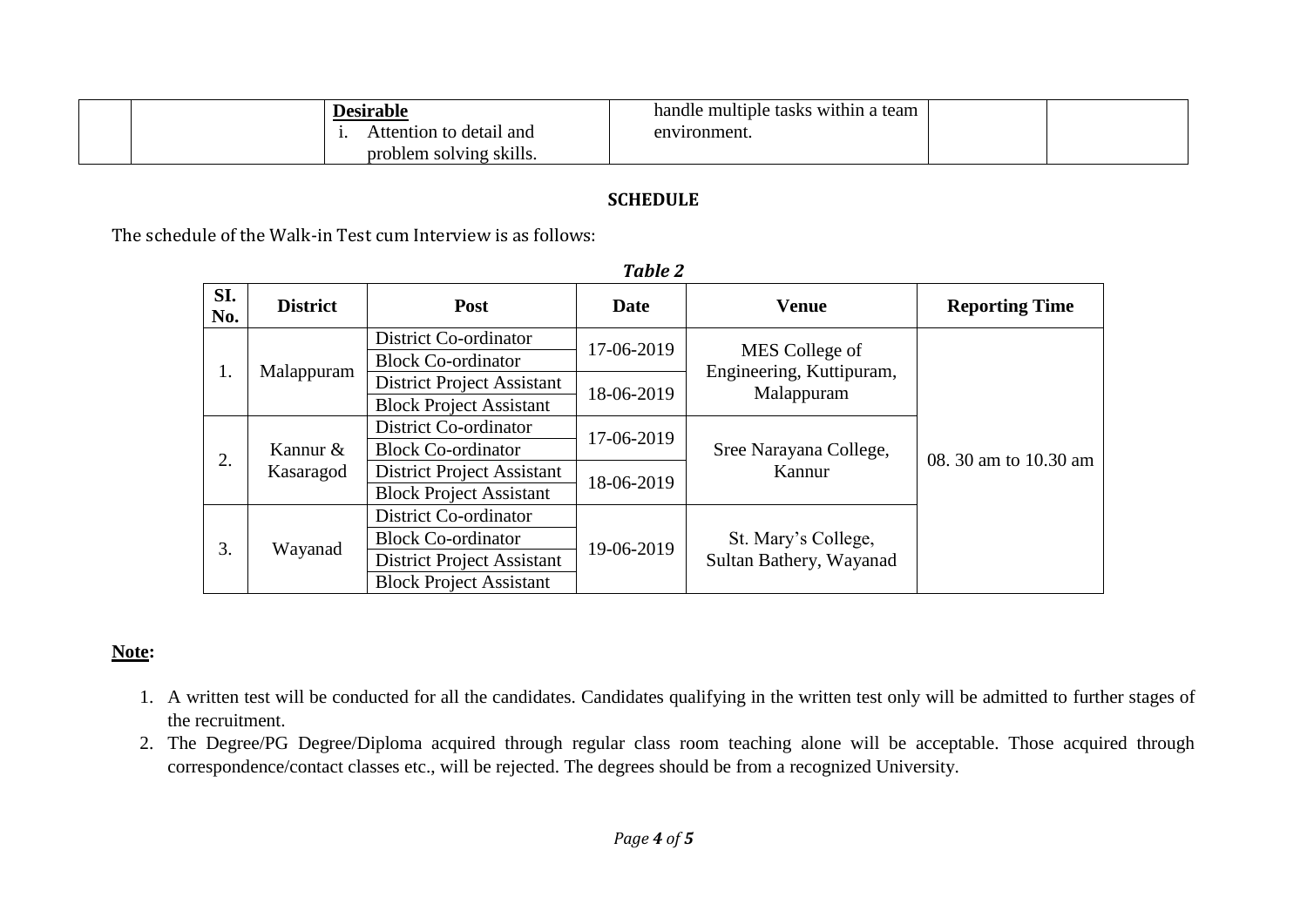| | | **Desirable**<br>i. Attention to detail and problem solving skills. | handle multiple tasks within a team environment. | | |
|---|---|---|---|---|---|

**SCHEDULE**

The schedule of the Walk-in Test cum Interview is as follows:

***Table 2***

| Sl. No. | District | Post | Date | Venue | Reporting Time |
|---|---|---|---|---|---|
| 1. | Malappuram | District Co-ordinator | 17-06-2019 | MES College of Engineering, Kuttipuram, Malappuram | 08. 30 am to 10.30 am |
| | | Block Co-ordinator | | | |
| | | District Project Assistant | 18-06-2019 | | |
| | | Block Project Assistant | | | |
| 2. | Kannur & Kasaragod | District Co-ordinator | 17-06-2019 | Sree Narayana College, Kannur | |
| | | Block Co-ordinator | | | |
| | | District Project Assistant | 18-06-2019 | | |
| | | Block Project Assistant | | | |
| 3. | Wayanad | District Co-ordinator | 19-06-2019 | St. Mary's College, Sultan Bathery, Wayanad | |
| | | Block Co-ordinator | | | |
| | | District Project Assistant | | | |
| | | Block Project Assistant | | | |

**Note:**

1. A written test will be conducted for all the candidates. Candidates qualifying in the written test only will be admitted to further stages of the recruitment.
2. The Degree/PG Degree/Diploma acquired through regular class room teaching alone will be acceptable. Those acquired through correspondence/contact classes etc., will be rejected. The degrees should be from a recognized University.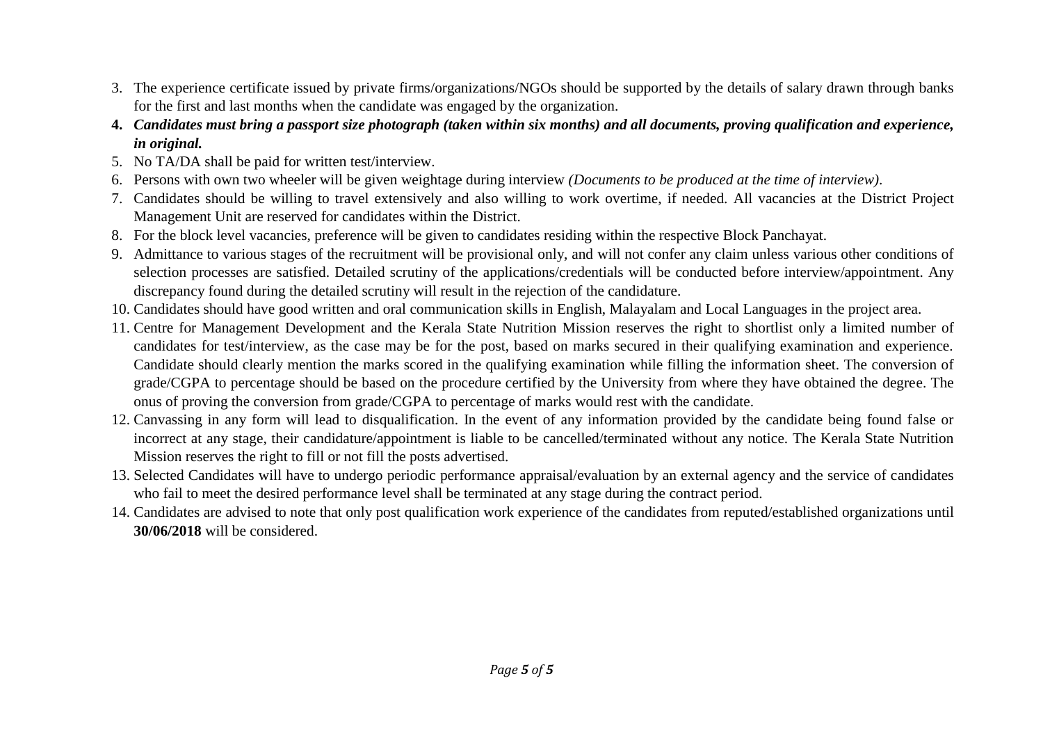3. The experience certificate issued by private firms/organizations/NGOs should be supported by the details of salary drawn through banks for the first and last months when the candidate was engaged by the organization.
4. ***Candidates must bring a passport size photograph (taken within six months) and all documents, proving qualification and experience, in original.***
5. No TA/DA shall be paid for written test/interview.
6. Persons with own two wheeler will be given weightage during interview *(Documents to be produced at the time of interview)*.
7. Candidates should be willing to travel extensively and also willing to work overtime, if needed. All vacancies at the District Project Management Unit are reserved for candidates within the District.
8. For the block level vacancies, preference will be given to candidates residing within the respective Block Panchayat.
9. Admittance to various stages of the recruitment will be provisional only, and will not confer any claim unless various other conditions of selection processes are satisfied. Detailed scrutiny of the applications/credentials will be conducted before interview/appointment. Any discrepancy found during the detailed scrutiny will result in the rejection of the candidature.
10. Candidates should have good written and oral communication skills in English, Malayalam and Local Languages in the project area.
11. Centre for Management Development and the Kerala State Nutrition Mission reserves the right to shortlist only a limited number of candidates for test/interview, as the case may be for the post, based on marks secured in their qualifying examination and experience. Candidate should clearly mention the marks scored in the qualifying examination while filling the information sheet. The conversion of grade/CGPA to percentage should be based on the procedure certified by the University from where they have obtained the degree. The onus of proving the conversion from grade/CGPA to percentage of marks would rest with the candidate.
12. Canvassing in any form will lead to disqualification. In the event of any information provided by the candidate being found false or incorrect at any stage, their candidature/appointment is liable to be cancelled/terminated without any notice. The Kerala State Nutrition Mission reserves the right to fill or not fill the posts advertised.
13. Selected Candidates will have to undergo periodic performance appraisal/evaluation by an external agency and the service of candidates who fail to meet the desired performance level shall be terminated at any stage during the contract period.
14. Candidates are advised to note that only post qualification work experience of the candidates from reputed/established organizations until **30/06/2018** will be considered.